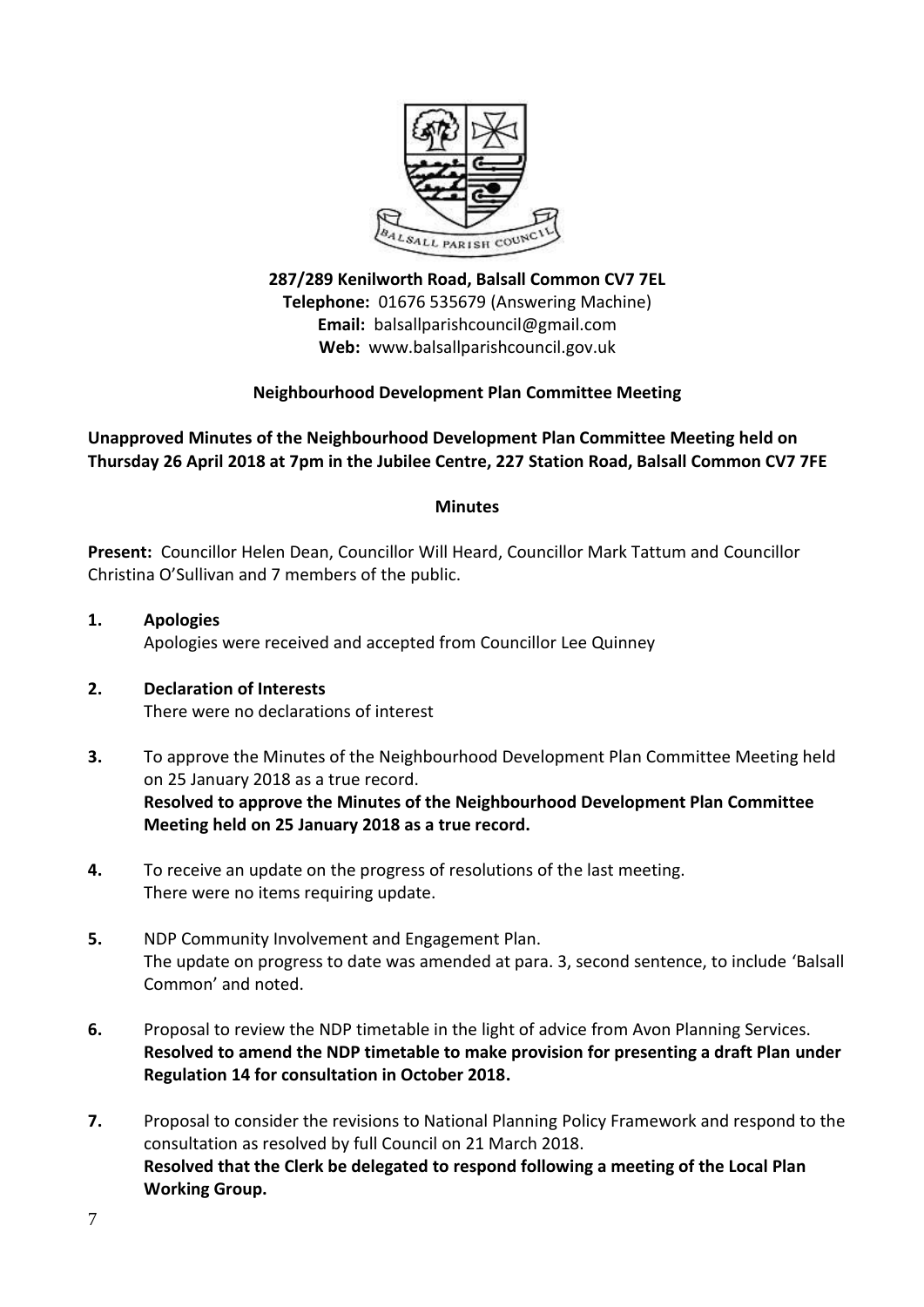**287/289 Kenilworth Road, Balsall Common CV7 7EL**
**Telephone:** 01676 535679 (Answering Machine)
**Email:** balsallparishcouncil@gmail.com
**Web:** www.balsallparishcouncil.gov.uk

**Neighbourhood Development Plan Committee Meeting**

**Unapproved Minutes of the Neighbourhood Development Plan Committee Meeting held on Thursday 26 April 2018 at 7pm in the Jubilee Centre, 227 Station Road, Balsall Common CV7 7FE**

**Minutes**

**Present:** Councillor Helen Dean, Councillor Will Heard, Councillor Mark Tattum and Councillor Christina O'Sullivan and 7 members of the public.

**1. Apologies**
Apologies were received and accepted from Councillor Lee Quinney

**2. Declaration of Interests**
There were no declarations of interest

**3.** To approve the Minutes of the Neighbourhood Development Plan Committee Meeting held on 25 January 2018 as a true record.
**Resolved to approve the Minutes of the Neighbourhood Development Plan Committee Meeting held on 25 January 2018 as a true record.**

**4.** To receive an update on the progress of resolutions of the last meeting.
There were no items requiring update.

**5.** NDP Community Involvement and Engagement Plan.
The update on progress to date was amended at para. 3, second sentence, to include 'Balsall Common' and noted.

**6.** Proposal to review the NDP timetable in the light of advice from Avon Planning Services.
**Resolved to amend the NDP timetable to make provision for presenting a draft Plan under Regulation 14 for consultation in October 2018.**

**7.** Proposal to consider the revisions to National Planning Policy Framework and respond to the consultation as resolved by full Council on 21 March 2018.
**Resolved that the Clerk be delegated to respond following a meeting of the Local Plan Working Group.**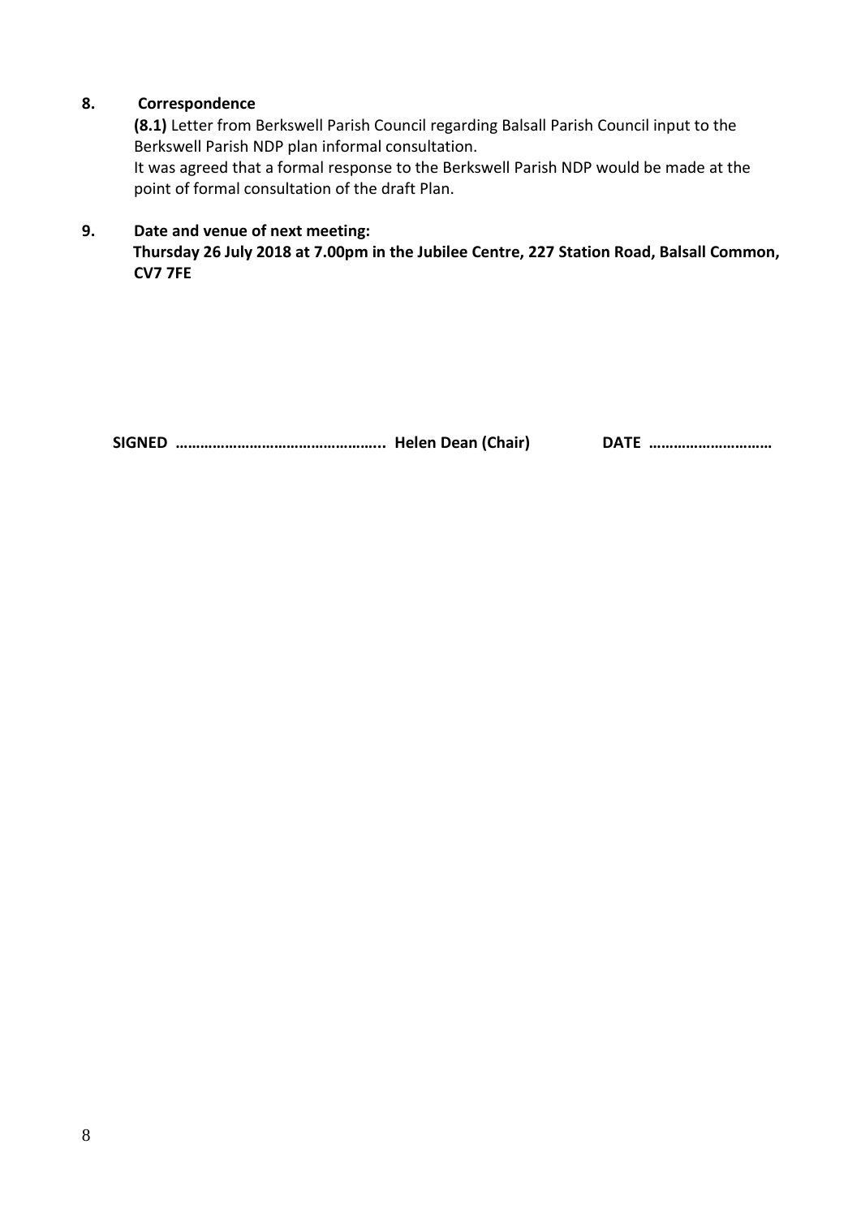**8. Correspondence**

**(8.1)** Letter from Berkswell Parish Council regarding Balsall Parish Council input to the Berkswell Parish NDP plan informal consultation.
It was agreed that a formal response to the Berkswell Parish NDP would be made at the point of formal consultation of the draft Plan.

**9. Date and venue of next meeting:**
**Thursday 26 July 2018 at 7.00pm in the Jubilee Centre, 227 Station Road, Balsall Common, CV7 7FE**

**SIGNED ………………………………………….. Helen Dean (Chair) DATE ………………………**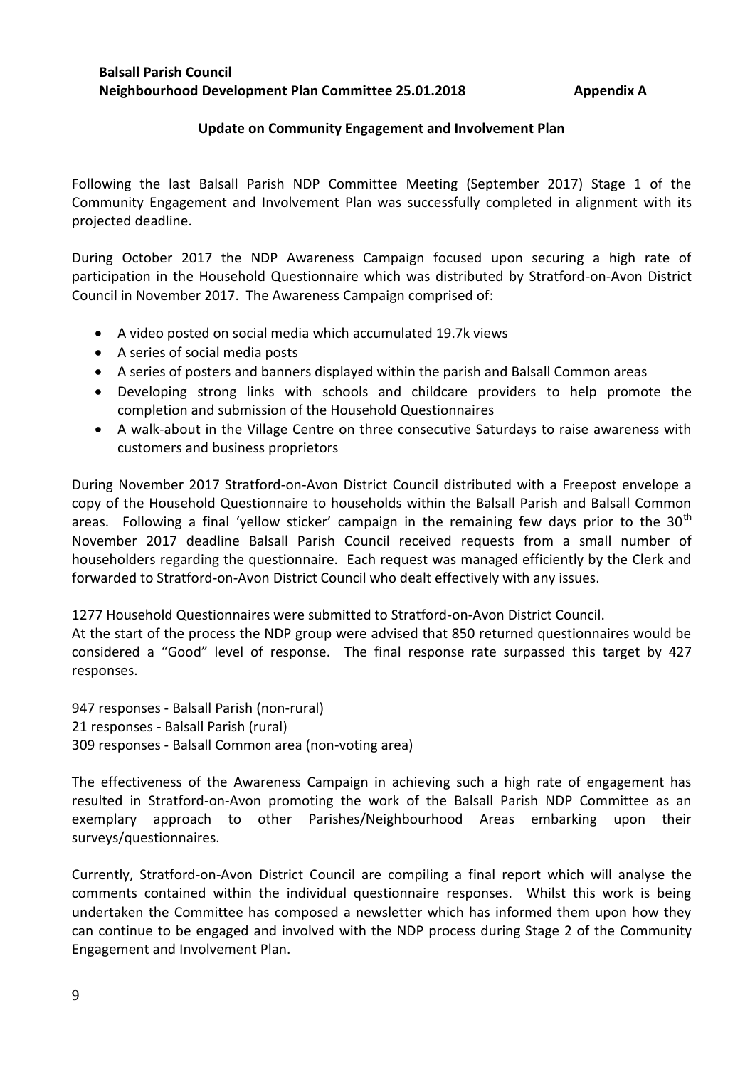**Balsall Parish Council**
**Neighbourhood Development Plan Committee 25.01.2018** **Appendix A**

**Update on Community Engagement and Involvement Plan**

Following the last Balsall Parish NDP Committee Meeting (September 2017) Stage 1 of the Community Engagement and Involvement Plan was successfully completed in alignment with its projected deadline.

During October 2017 the NDP Awareness Campaign focused upon securing a high rate of participation in the Household Questionnaire which was distributed by Stratford-on-Avon District Council in November 2017. The Awareness Campaign comprised of:

- A video posted on social media which accumulated 19.7k views
- A series of social media posts
- A series of posters and banners displayed within the parish and Balsall Common areas
- Developing strong links with schools and childcare providers to help promote the completion and submission of the Household Questionnaires
- A walk-about in the Village Centre on three consecutive Saturdays to raise awareness with customers and business proprietors

During November 2017 Stratford-on-Avon District Council distributed with a Freepost envelope a copy of the Household Questionnaire to households within the Balsall Parish and Balsall Common areas. Following a final 'yellow sticker' campaign in the remaining few days prior to the 30th November 2017 deadline Balsall Parish Council received requests from a small number of householders regarding the questionnaire. Each request was managed efficiently by the Clerk and forwarded to Stratford-on-Avon District Council who dealt effectively with any issues.

1277 Household Questionnaires were submitted to Stratford-on-Avon District Council.
At the start of the process the NDP group were advised that 850 returned questionnaires would be considered a "Good" level of response. The final response rate surpassed this target by 427 responses.

947 responses - Balsall Parish (non-rural)
21 responses - Balsall Parish (rural)
309 responses - Balsall Common area (non-voting area)

The effectiveness of the Awareness Campaign in achieving such a high rate of engagement has resulted in Stratford-on-Avon promoting the work of the Balsall Parish NDP Committee as an exemplary approach to other Parishes/Neighbourhood Areas embarking upon their surveys/questionnaires.

Currently, Stratford-on-Avon District Council are compiling a final report which will analyse the comments contained within the individual questionnaire responses. Whilst this work is being undertaken the Committee has composed a newsletter which has informed them upon how they can continue to be engaged and involved with the NDP process during Stage 2 of the Community Engagement and Involvement Plan.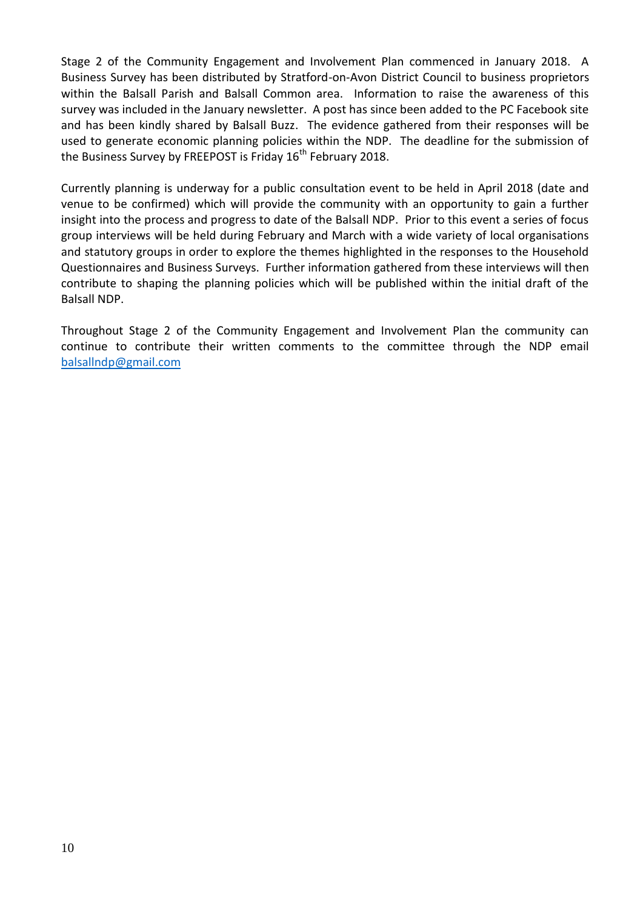Stage 2 of the Community Engagement and Involvement Plan commenced in January 2018. A Business Survey has been distributed by Stratford-on-Avon District Council to business proprietors within the Balsall Parish and Balsall Common area. Information to raise the awareness of this survey was included in the January newsletter. A post has since been added to the PC Facebook site and has been kindly shared by Balsall Buzz. The evidence gathered from their responses will be used to generate economic planning policies within the NDP. The deadline for the submission of the Business Survey by FREEPOST is Friday 16th February 2018.

Currently planning is underway for a public consultation event to be held in April 2018 (date and venue to be confirmed) which will provide the community with an opportunity to gain a further insight into the process and progress to date of the Balsall NDP. Prior to this event a series of focus group interviews will be held during February and March with a wide variety of local organisations and statutory groups in order to explore the themes highlighted in the responses to the Household Questionnaires and Business Surveys. Further information gathered from these interviews will then contribute to shaping the planning policies which will be published within the initial draft of the Balsall NDP.

Throughout Stage 2 of the Community Engagement and Involvement Plan the community can continue to contribute their written comments to the committee through the NDP email balsallndp@gmail.com